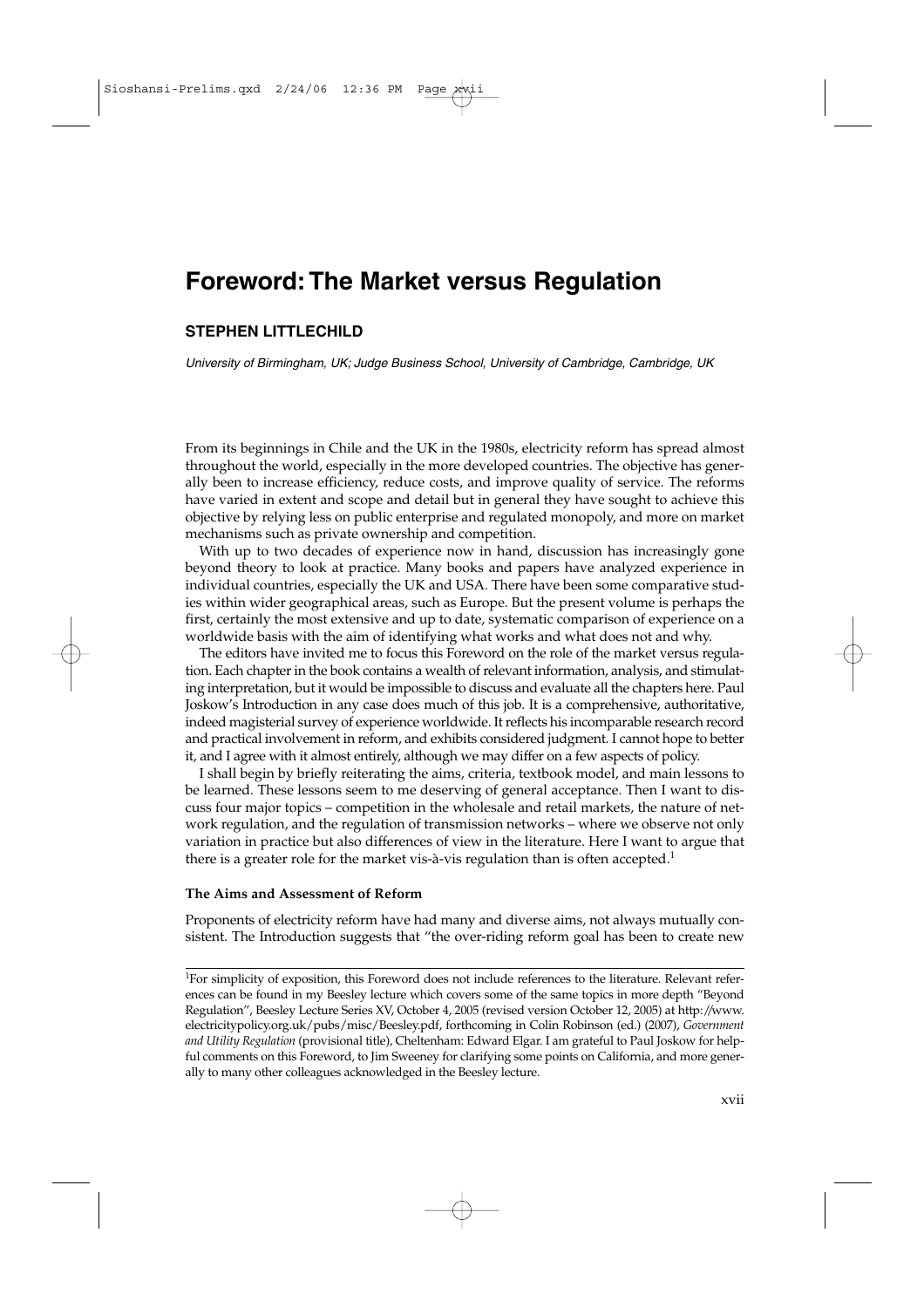# Foreword: The Market versus Regulation

## STEPHEN LITTLECHILD

*University of Birmingham, UK; Judge Business School, University of Cambridge, Cambridge, UK*

From its beginnings in Chile and the UK in the 1980s, electricity reform has spread almost throughout the world, especially in the more developed countries. The objective has generally been to increase efficiency, reduce costs, and improve quality of service. The reforms have varied in extent and scope and detail but in general they have sought to achieve this objective by relying less on public enterprise and regulated monopoly, and more on market mechanisms such as private ownership and competition.

With up to two decades of experience now in hand, discussion has increasingly gone beyond theory to look at practice. Many books and papers have analyzed experience in individual countries, especially the UK and USA. There have been some comparative studies within wider geographical areas, such as Europe. But the present volume is perhaps the first, certainly the most extensive and up to date, systematic comparison of experience on a worldwide basis with the aim of identifying what works and what does not and why.

The editors have invited me to focus this Foreword on the role of the market versus regulation. Each chapter in the book contains a wealth of relevant information, analysis, and stimulating interpretation, but it would be impossible to discuss and evaluate all the chapters here. Paul Joskow's Introduction in any case does much of this job. It is a comprehensive, authoritative, indeed magisterial survey of experience worldwide. It reflects his incomparable research record and practical involvement in reform, and exhibits considered judgment. I cannot hope to better it, and I agree with it almost entirely, although we may differ on a few aspects of policy.

I shall begin by briefly reiterating the aims, criteria, textbook model, and main lessons to be learned. These lessons seem to me deserving of general acceptance. Then I want to discuss four major topics – competition in the wholesale and retail markets, the nature of network regulation, and the regulation of transmission networks – where we observe not only variation in practice but also differences of view in the literature. Here I want to argue that there is a greater role for the market vis-à-vis regulation than is often accepted.[1]

**The Aims and Assessment of Reform**

Proponents of electricity reform have had many and diverse aims, not always mutually consistent. The Introduction suggests that "the over-riding reform goal has been to create new

---

[1]For simplicity of exposition, this Foreword does not include references to the literature. Relevant references can be found in my Beesley lecture which covers some of the same topics in more depth "Beyond Regulation", Beesley Lecture Series XV, October 4, 2005 (revised version October 12, 2005) at http://www.electricitypolicy.org.uk/pubs/misc/Beesley.pdf, forthcoming in Colin Robinson (ed.) (2007), *Government and Utility Regulation* (provisional title), Cheltenham: Edward Elgar. I am grateful to Paul Joskow for helpful comments on this Foreword, to Jim Sweeney for clarifying some points on California, and more generally to many other colleagues acknowledged in the Beesley lecture.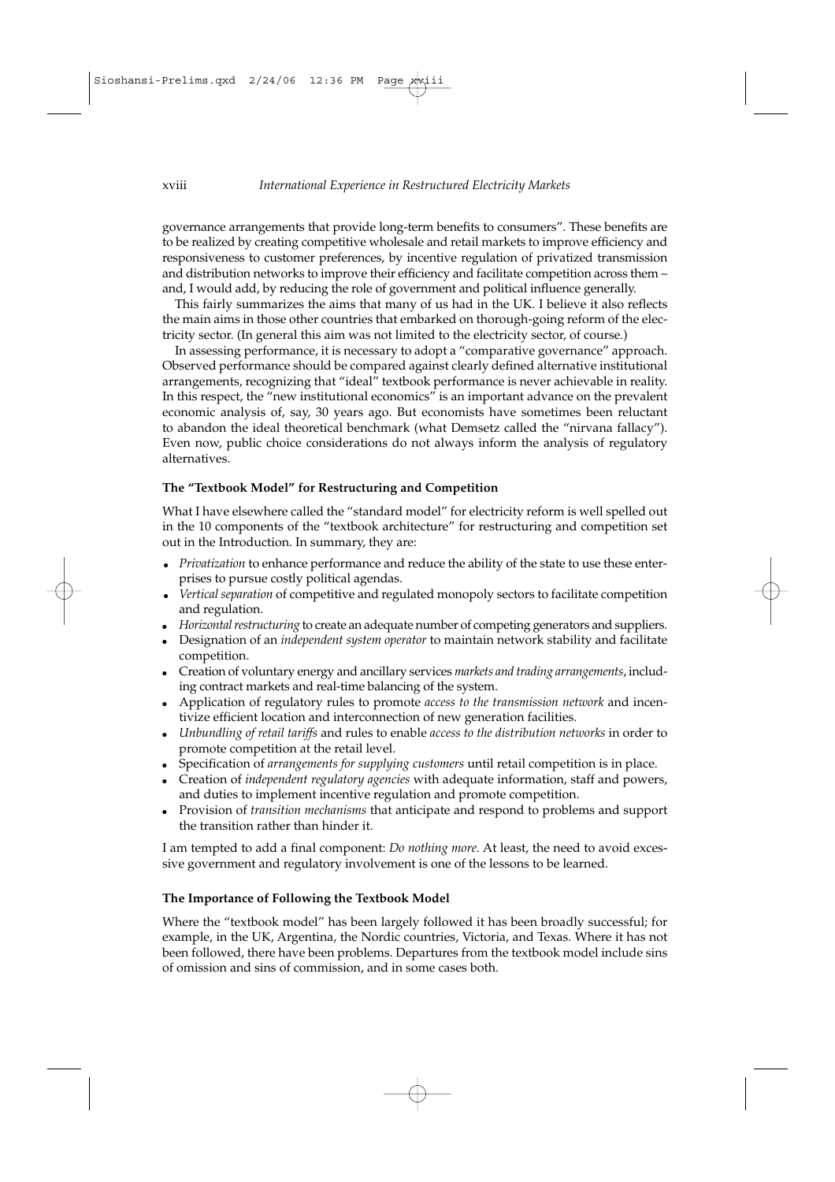governance arrangements that provide long-term benefits to consumers". These benefits are to be realized by creating competitive wholesale and retail markets to improve efficiency and responsiveness to customer preferences, by incentive regulation of privatized transmission and distribution networks to improve their efficiency and facilitate competition across them – and, I would add, by reducing the role of government and political influence generally.

This fairly summarizes the aims that many of us had in the UK. I believe it also reflects the main aims in those other countries that embarked on thorough-going reform of the electricity sector. (In general this aim was not limited to the electricity sector, of course.)

In assessing performance, it is necessary to adopt a "comparative governance" approach. Observed performance should be compared against clearly defined alternative institutional arrangements, recognizing that "ideal" textbook performance is never achievable in reality. In this respect, the "new institutional economics" is an important advance on the prevalent economic analysis of, say, 30 years ago. But economists have sometimes been reluctant to abandon the ideal theoretical benchmark (what Demsetz called the "nirvana fallacy"). Even now, public choice considerations do not always inform the analysis of regulatory alternatives.

### The "Textbook Model" for Restructuring and Competition

What I have elsewhere called the "standard model" for electricity reform is well spelled out in the 10 components of the "textbook architecture" for restructuring and competition set out in the Introduction. In summary, they are:

- *Privatization* to enhance performance and reduce the ability of the state to use these enterprises to pursue costly political agendas.
- *Vertical separation* of competitive and regulated monopoly sectors to facilitate competition and regulation.
- *Horizontal restructuring* to create an adequate number of competing generators and suppliers.
- Designation of an *independent system operator* to maintain network stability and facilitate competition.
- Creation of voluntary energy and ancillary services *markets and trading arrangements*, including contract markets and real-time balancing of the system.
- Application of regulatory rules to promote *access to the transmission network* and incentivize efficient location and interconnection of new generation facilities.
- *Unbundling of retail tariffs* and rules to enable *access to the distribution networks* in order to promote competition at the retail level.
- Specification of *arrangements for supplying customers* until retail competition is in place.
- Creation of *independent regulatory agencies* with adequate information, staff and powers, and duties to implement incentive regulation and promote competition.
- Provision of *transition mechanisms* that anticipate and respond to problems and support the transition rather than hinder it.

I am tempted to add a final component: *Do nothing more*. At least, the need to avoid excessive government and regulatory involvement is one of the lessons to be learned.

### The Importance of Following the Textbook Model

Where the "textbook model" has been largely followed it has been broadly successful; for example, in the UK, Argentina, the Nordic countries, Victoria, and Texas. Where it has not been followed, there have been problems. Departures from the textbook model include sins of omission and sins of commission, and in some cases both.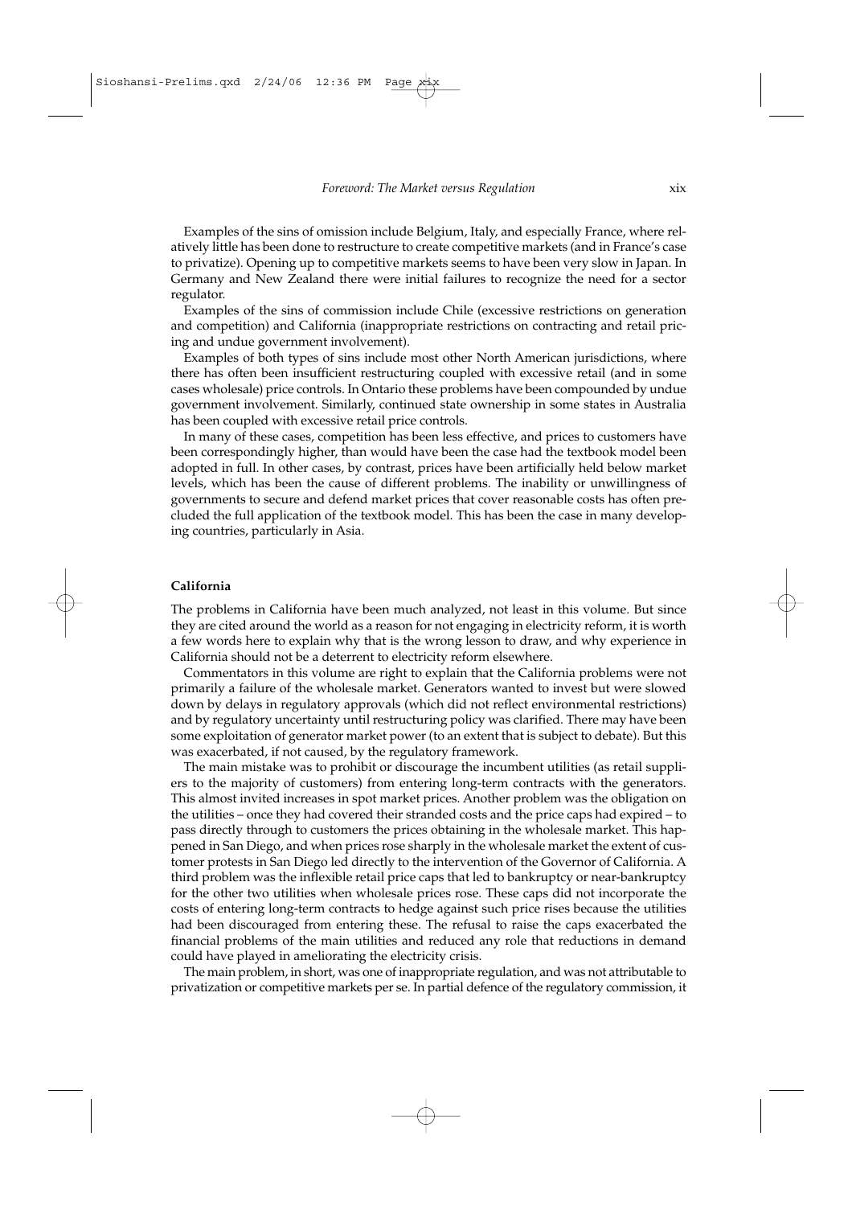Examples of the sins of omission include Belgium, Italy, and especially France, where relatively little has been done to restructure to create competitive markets (and in France's case to privatize). Opening up to competitive markets seems to have been very slow in Japan. In Germany and New Zealand there were initial failures to recognize the need for a sector regulator.

Examples of the sins of commission include Chile (excessive restrictions on generation and competition) and California (inappropriate restrictions on contracting and retail pricing and undue government involvement).

Examples of both types of sins include most other North American jurisdictions, where there has often been insufficient restructuring coupled with excessive retail (and in some cases wholesale) price controls. In Ontario these problems have been compounded by undue government involvement. Similarly, continued state ownership in some states in Australia has been coupled with excessive retail price controls.

In many of these cases, competition has been less effective, and prices to customers have been correspondingly higher, than would have been the case had the textbook model been adopted in full. In other cases, by contrast, prices have been artificially held below market levels, which has been the cause of different problems. The inability or unwillingness of governments to secure and defend market prices that cover reasonable costs has often precluded the full application of the textbook model. This has been the case in many developing countries, particularly in Asia.

**California**

The problems in California have been much analyzed, not least in this volume. But since they are cited around the world as a reason for not engaging in electricity reform, it is worth a few words here to explain why that is the wrong lesson to draw, and why experience in California should not be a deterrent to electricity reform elsewhere.

Commentators in this volume are right to explain that the California problems were not primarily a failure of the wholesale market. Generators wanted to invest but were slowed down by delays in regulatory approvals (which did not reflect environmental restrictions) and by regulatory uncertainty until restructuring policy was clarified. There may have been some exploitation of generator market power (to an extent that is subject to debate). But this was exacerbated, if not caused, by the regulatory framework.

The main mistake was to prohibit or discourage the incumbent utilities (as retail suppliers to the majority of customers) from entering long-term contracts with the generators. This almost invited increases in spot market prices. Another problem was the obligation on the utilities – once they had covered their stranded costs and the price caps had expired – to pass directly through to customers the prices obtaining in the wholesale market. This happened in San Diego, and when prices rose sharply in the wholesale market the extent of customer protests in San Diego led directly to the intervention of the Governor of California. A third problem was the inflexible retail price caps that led to bankruptcy or near-bankruptcy for the other two utilities when wholesale prices rose. These caps did not incorporate the costs of entering long-term contracts to hedge against such price rises because the utilities had been discouraged from entering these. The refusal to raise the caps exacerbated the financial problems of the main utilities and reduced any role that reductions in demand could have played in ameliorating the electricity crisis.

The main problem, in short, was one of inappropriate regulation, and was not attributable to privatization or competitive markets per se. In partial defence of the regulatory commission, it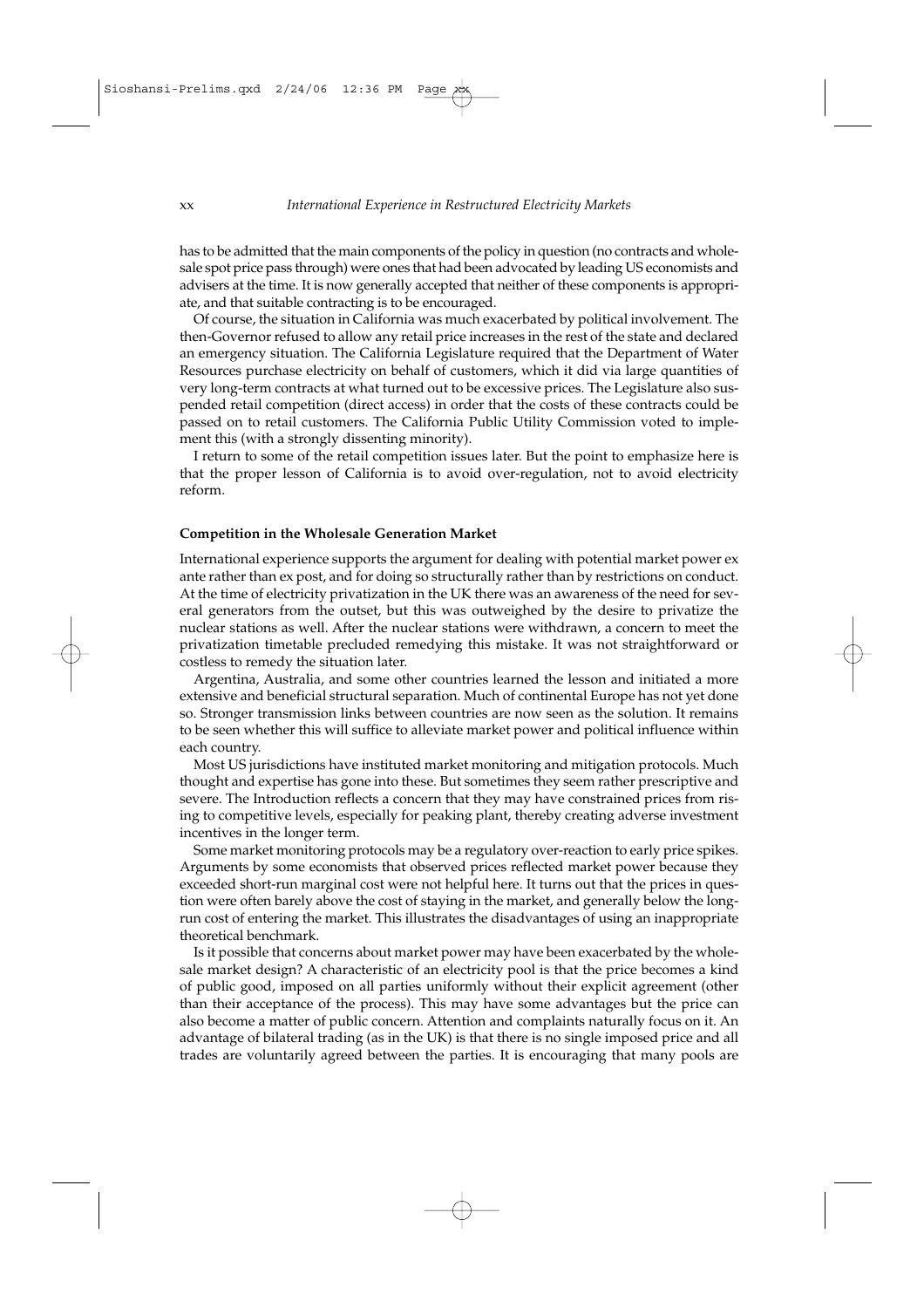has to be admitted that the main components of the policy in question (no contracts and wholesale spot price pass through) were ones that had been advocated by leading US economists and advisers at the time. It is now generally accepted that neither of these components is appropriate, and that suitable contracting is to be encouraged.

Of course, the situation in California was much exacerbated by political involvement. The then-Governor refused to allow any retail price increases in the rest of the state and declared an emergency situation. The California Legislature required that the Department of Water Resources purchase electricity on behalf of customers, which it did via large quantities of very long-term contracts at what turned out to be excessive prices. The Legislature also suspended retail competition (direct access) in order that the costs of these contracts could be passed on to retail customers. The California Public Utility Commission voted to implement this (with a strongly dissenting minority).

I return to some of the retail competition issues later. But the point to emphasize here is that the proper lesson of California is to avoid over-regulation, not to avoid electricity reform.

**Competition in the Wholesale Generation Market**

International experience supports the argument for dealing with potential market power ex ante rather than ex post, and for doing so structurally rather than by restrictions on conduct. At the time of electricity privatization in the UK there was an awareness of the need for several generators from the outset, but this was outweighed by the desire to privatize the nuclear stations as well. After the nuclear stations were withdrawn, a concern to meet the privatization timetable precluded remedying this mistake. It was not straightforward or costless to remedy the situation later.

Argentina, Australia, and some other countries learned the lesson and initiated a more extensive and beneficial structural separation. Much of continental Europe has not yet done so. Stronger transmission links between countries are now seen as the solution. It remains to be seen whether this will suffice to alleviate market power and political influence within each country.

Most US jurisdictions have instituted market monitoring and mitigation protocols. Much thought and expertise has gone into these. But sometimes they seem rather prescriptive and severe. The Introduction reflects a concern that they may have constrained prices from rising to competitive levels, especially for peaking plant, thereby creating adverse investment incentives in the longer term.

Some market monitoring protocols may be a regulatory over-reaction to early price spikes. Arguments by some economists that observed prices reflected market power because they exceeded short-run marginal cost were not helpful here. It turns out that the prices in question were often barely above the cost of staying in the market, and generally below the long-run cost of entering the market. This illustrates the disadvantages of using an inappropriate theoretical benchmark.

Is it possible that concerns about market power may have been exacerbated by the wholesale market design? A characteristic of an electricity pool is that the price becomes a kind of public good, imposed on all parties uniformly without their explicit agreement (other than their acceptance of the process). This may have some advantages but the price can also become a matter of public concern. Attention and complaints naturally focus on it. An advantage of bilateral trading (as in the UK) is that there is no single imposed price and all trades are voluntarily agreed between the parties. It is encouraging that many pools are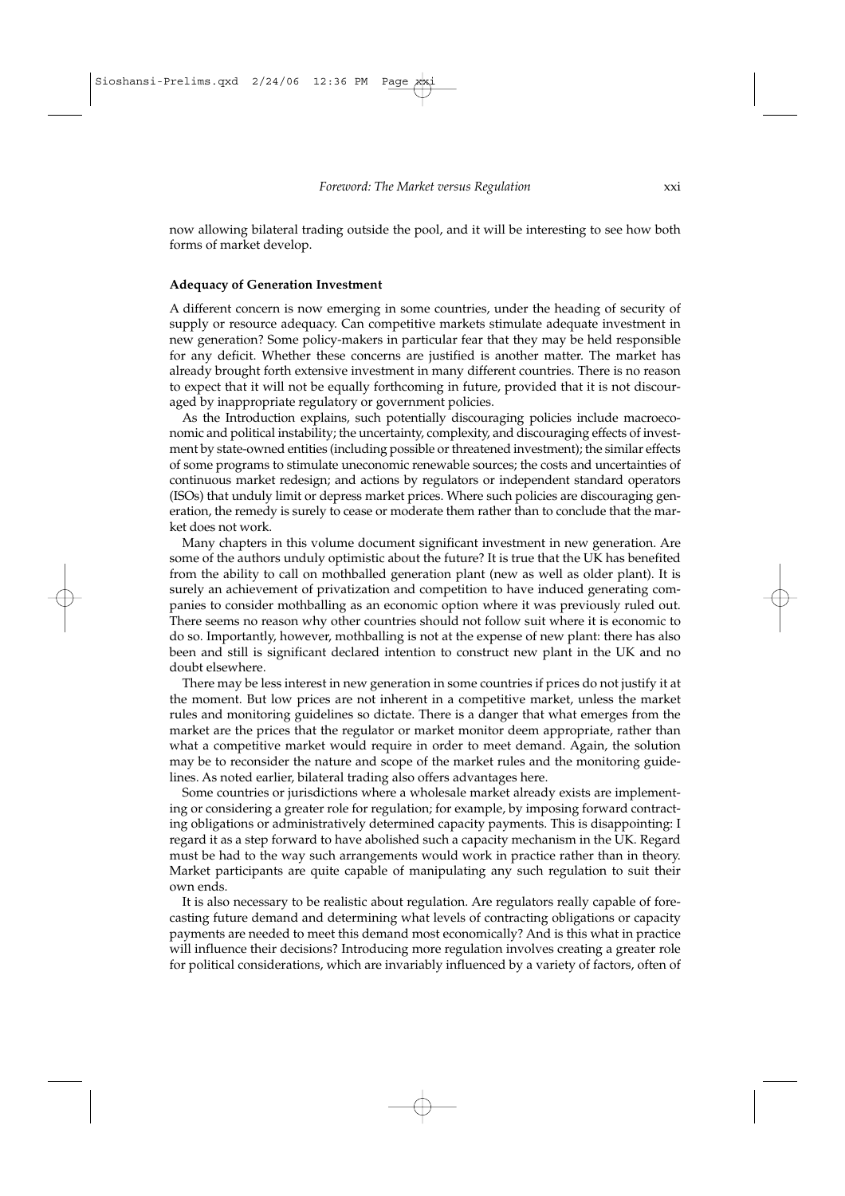now allowing bilateral trading outside the pool, and it will be interesting to see how both forms of market develop.

**Adequacy of Generation Investment**

A different concern is now emerging in some countries, under the heading of security of supply or resource adequacy. Can competitive markets stimulate adequate investment in new generation? Some policy-makers in particular fear that they may be held responsible for any deficit. Whether these concerns are justified is another matter. The market has already brought forth extensive investment in many different countries. There is no reason to expect that it will not be equally forthcoming in future, provided that it is not discouraged by inappropriate regulatory or government policies.

As the Introduction explains, such potentially discouraging policies include macroeconomic and political instability; the uncertainty, complexity, and discouraging effects of investment by state-owned entities (including possible or threatened investment); the similar effects of some programs to stimulate uneconomic renewable sources; the costs and uncertainties of continuous market redesign; and actions by regulators or independent standard operators (ISOs) that unduly limit or depress market prices. Where such policies are discouraging generation, the remedy is surely to cease or moderate them rather than to conclude that the market does not work.

Many chapters in this volume document significant investment in new generation. Are some of the authors unduly optimistic about the future? It is true that the UK has benefited from the ability to call on mothballed generation plant (new as well as older plant). It is surely an achievement of privatization and competition to have induced generating companies to consider mothballing as an economic option where it was previously ruled out. There seems no reason why other countries should not follow suit where it is economic to do so. Importantly, however, mothballing is not at the expense of new plant: there has also been and still is significant declared intention to construct new plant in the UK and no doubt elsewhere.

There may be less interest in new generation in some countries if prices do not justify it at the moment. But low prices are not inherent in a competitive market, unless the market rules and monitoring guidelines so dictate. There is a danger that what emerges from the market are the prices that the regulator or market monitor deem appropriate, rather than what a competitive market would require in order to meet demand. Again, the solution may be to reconsider the nature and scope of the market rules and the monitoring guidelines. As noted earlier, bilateral trading also offers advantages here.

Some countries or jurisdictions where a wholesale market already exists are implementing or considering a greater role for regulation; for example, by imposing forward contracting obligations or administratively determined capacity payments. This is disappointing: I regard it as a step forward to have abolished such a capacity mechanism in the UK. Regard must be had to the way such arrangements would work in practice rather than in theory. Market participants are quite capable of manipulating any such regulation to suit their own ends.

It is also necessary to be realistic about regulation. Are regulators really capable of forecasting future demand and determining what levels of contracting obligations or capacity payments are needed to meet this demand most economically? And is this what in practice will influence their decisions? Introducing more regulation involves creating a greater role for political considerations, which are invariably influenced by a variety of factors, often of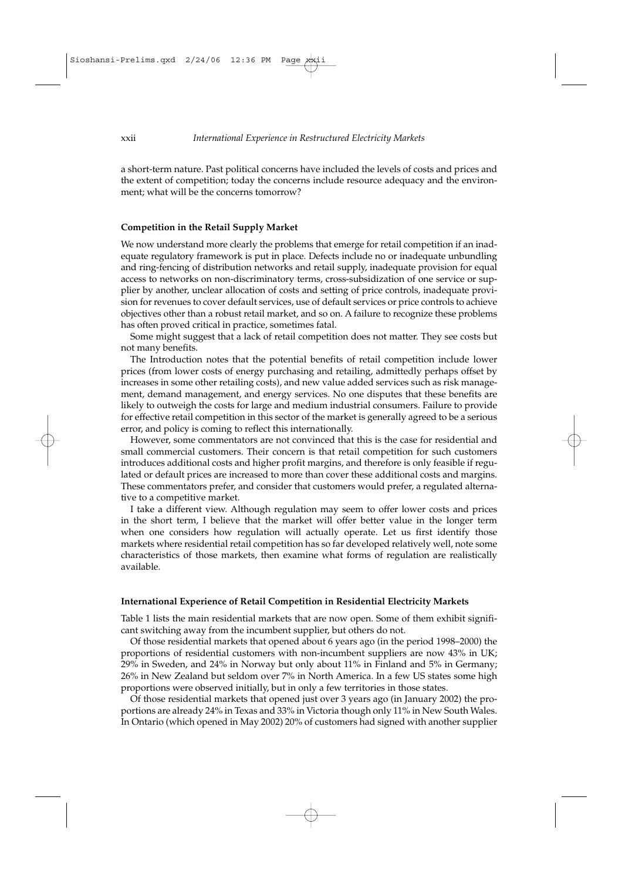a short-term nature. Past political concerns have included the levels of costs and prices and the extent of competition; today the concerns include resource adequacy and the environment; what will be the concerns tomorrow?

**Competition in the Retail Supply Market**

We now understand more clearly the problems that emerge for retail competition if an inadequate regulatory framework is put in place. Defects include no or inadequate unbundling and ring-fencing of distribution networks and retail supply, inadequate provision for equal access to networks on non-discriminatory terms, cross-subsidization of one service or supplier by another, unclear allocation of costs and setting of price controls, inadequate provision for revenues to cover default services, use of default services or price controls to achieve objectives other than a robust retail market, and so on. A failure to recognize these problems has often proved critical in practice, sometimes fatal.

Some might suggest that a lack of retail competition does not matter. They see costs but not many benefits.

The Introduction notes that the potential benefits of retail competition include lower prices (from lower costs of energy purchasing and retailing, admittedly perhaps offset by increases in some other retailing costs), and new value added services such as risk management, demand management, and energy services. No one disputes that these benefits are likely to outweigh the costs for large and medium industrial consumers. Failure to provide for effective retail competition in this sector of the market is generally agreed to be a serious error, and policy is coming to reflect this internationally.

However, some commentators are not convinced that this is the case for residential and small commercial customers. Their concern is that retail competition for such customers introduces additional costs and higher profit margins, and therefore is only feasible if regulated or default prices are increased to more than cover these additional costs and margins. These commentators prefer, and consider that customers would prefer, a regulated alternative to a competitive market.

I take a different view. Although regulation may seem to offer lower costs and prices in the short term, I believe that the market will offer better value in the longer term when one considers how regulation will actually operate. Let us first identify those markets where residential retail competition has so far developed relatively well, note some characteristics of those markets, then examine what forms of regulation are realistically available.

**International Experience of Retail Competition in Residential Electricity Markets**

Table 1 lists the main residential markets that are now open. Some of them exhibit significant switching away from the incumbent supplier, but others do not.

Of those residential markets that opened about 6 years ago (in the period 1998–2000) the proportions of residential customers with non-incumbent suppliers are now 43% in UK; 29% in Sweden, and 24% in Norway but only about 11% in Finland and 5% in Germany; 26% in New Zealand but seldom over 7% in North America. In a few US states some high proportions were observed initially, but in only a few territories in those states.

Of those residential markets that opened just over 3 years ago (in January 2002) the proportions are already 24% in Texas and 33% in Victoria though only 11% in New South Wales. In Ontario (which opened in May 2002) 20% of customers had signed with another supplier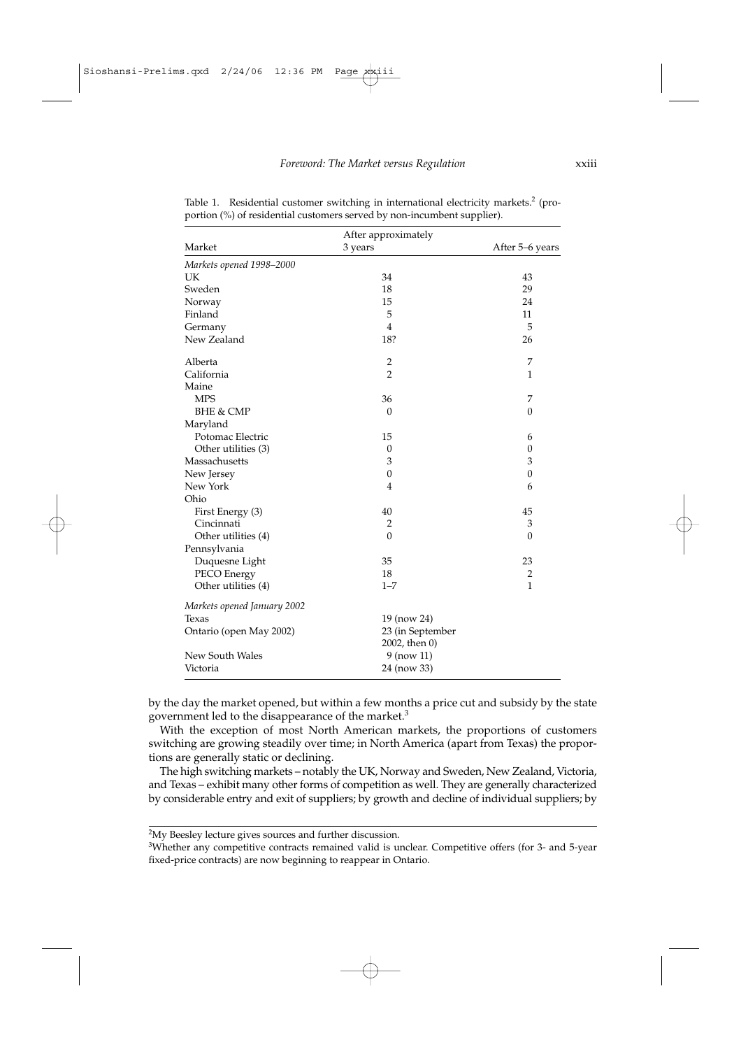Table 1. Residential customer switching in international electricity markets.[2] (proportion (%) of residential customers served by non-incumbent supplier).

| Market | After approximately 3 years | After 5–6 years |
|---|---|---|
| *Markets opened 1998–2000* | | |
| UK | 34 | 43 |
| Sweden | 18 | 29 |
| Norway | 15 | 24 |
| Finland | 5 | 11 |
| Germany | 4 | 5 |
| New Zealand | 18? | 26 |
| Alberta | 2 | 7 |
| California | 2 | 1 |
| Maine | | |
| MPS | 36 | 7 |
| BHE & CMP | 0 | 0 |
| Maryland | | |
| Potomac Electric | 15 | 6 |
| Other utilities (3) | 0 | 0 |
| Massachusetts | 3 | 3 |
| New Jersey | 0 | 0 |
| New York | 4 | 6 |
| Ohio | | |
| First Energy (3) | 40 | 45 |
| Cincinnati | 2 | 3 |
| Other utilities (4) | 0 | 0 |
| Pennsylvania | | |
| Duquesne Light | 35 | 23 |
| PECO Energy | 18 | 2 |
| Other utilities (4) | 1–7 | 1 |
| *Markets opened January 2002* | | |
| Texas | 19 (now 24) | |
| Ontario (open May 2002) | 23 (in September 2002, then 0) | |
| New South Wales | 9 (now 11) | |
| Victoria | 24 (now 33) | |

by the day the market opened, but within a few months a price cut and subsidy by the state government led to the disappearance of the market.[3]

With the exception of most North American markets, the proportions of customers switching are growing steadily over time; in North America (apart from Texas) the proportions are generally static or declining.

The high switching markets – notably the UK, Norway and Sweden, New Zealand, Victoria, and Texas – exhibit many other forms of competition as well. They are generally characterized by considerable entry and exit of suppliers; by growth and decline of individual suppliers; by

[2] My Beesley lecture gives sources and further discussion.

[3] Whether any competitive contracts remained valid is unclear. Competitive offers (for 3- and 5-year fixed-price contracts) are now beginning to reappear in Ontario.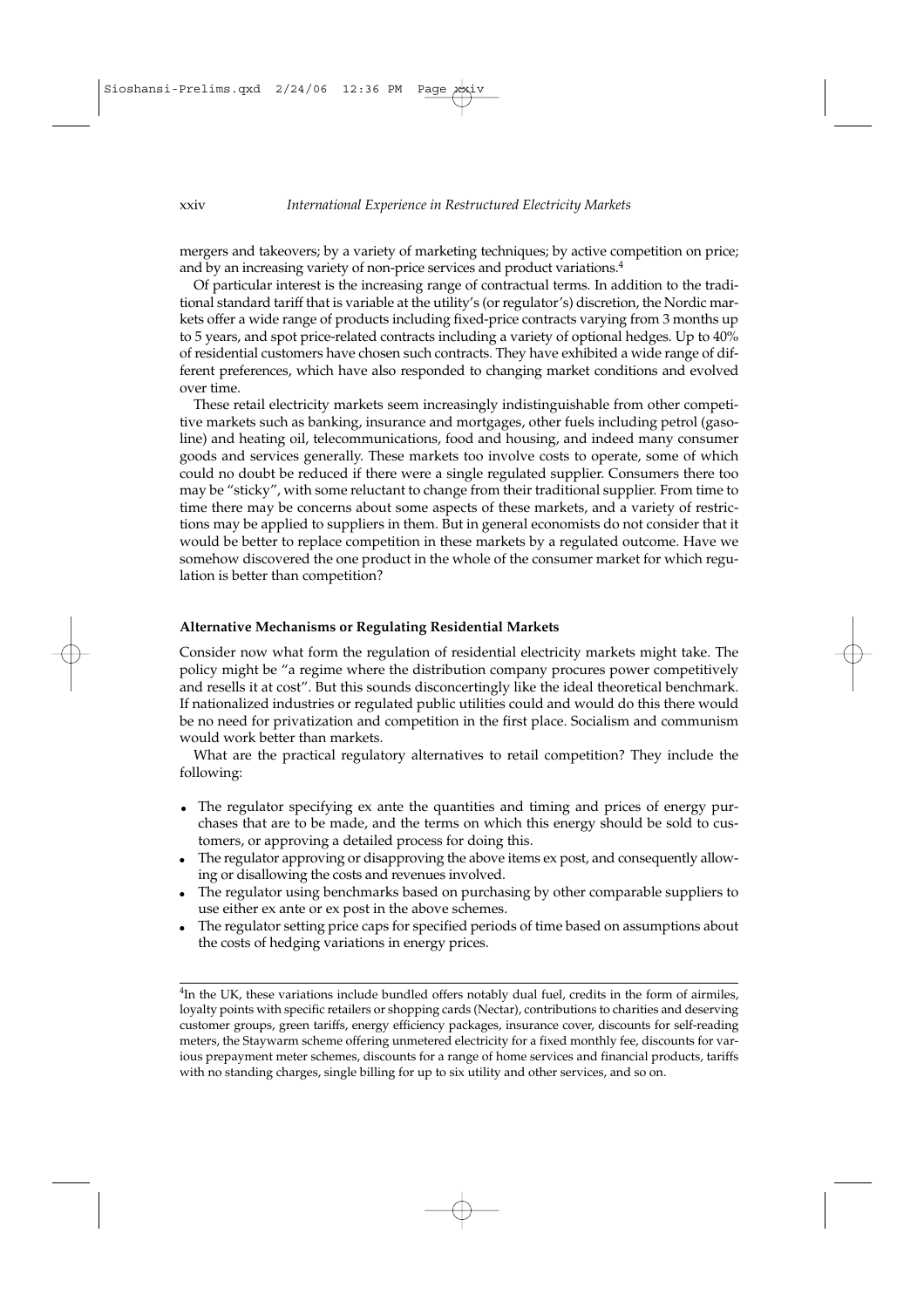mergers and takeovers; by a variety of marketing techniques; by active competition on price; and by an increasing variety of non-price services and product variations.[4]

Of particular interest is the increasing range of contractual terms. In addition to the traditional standard tariff that is variable at the utility's (or regulator's) discretion, the Nordic markets offer a wide range of products including fixed-price contracts varying from 3 months up to 5 years, and spot price-related contracts including a variety of optional hedges. Up to 40% of residential customers have chosen such contracts. They have exhibited a wide range of different preferences, which have also responded to changing market conditions and evolved over time.

These retail electricity markets seem increasingly indistinguishable from other competitive markets such as banking, insurance and mortgages, other fuels including petrol (gasoline) and heating oil, telecommunications, food and housing, and indeed many consumer goods and services generally. These markets too involve costs to operate, some of which could no doubt be reduced if there were a single regulated supplier. Consumers there too may be "sticky", with some reluctant to change from their traditional supplier. From time to time there may be concerns about some aspects of these markets, and a variety of restrictions may be applied to suppliers in them. But in general economists do not consider that it would be better to replace competition in these markets by a regulated outcome. Have we somehow discovered the one product in the whole of the consumer market for which regulation is better than competition?

**Alternative Mechanisms or Regulating Residential Markets**

Consider now what form the regulation of residential electricity markets might take. The policy might be "a regime where the distribution company procures power competitively and resells it at cost". But this sounds disconcertingly like the ideal theoretical benchmark. If nationalized industries or regulated public utilities could and would do this there would be no need for privatization and competition in the first place. Socialism and communism would work better than markets.

What are the practical regulatory alternatives to retail competition? They include the following:

- The regulator specifying ex ante the quantities and timing and prices of energy purchases that are to be made, and the terms on which this energy should be sold to customers, or approving a detailed process for doing this.
- The regulator approving or disapproving the above items ex post, and consequently allowing or disallowing the costs and revenues involved.
- The regulator using benchmarks based on purchasing by other comparable suppliers to use either ex ante or ex post in the above schemes.
- The regulator setting price caps for specified periods of time based on assumptions about the costs of hedging variations in energy prices.

---

[4] In the UK, these variations include bundled offers notably dual fuel, credits in the form of airmiles, loyalty points with specific retailers or shopping cards (Nectar), contributions to charities and deserving customer groups, green tariffs, energy efficiency packages, insurance cover, discounts for self-reading meters, the Staywarm scheme offering unmetered electricity for a fixed monthly fee, discounts for various prepayment meter schemes, discounts for a range of home services and financial products, tariffs with no standing charges, single billing for up to six utility and other services, and so on.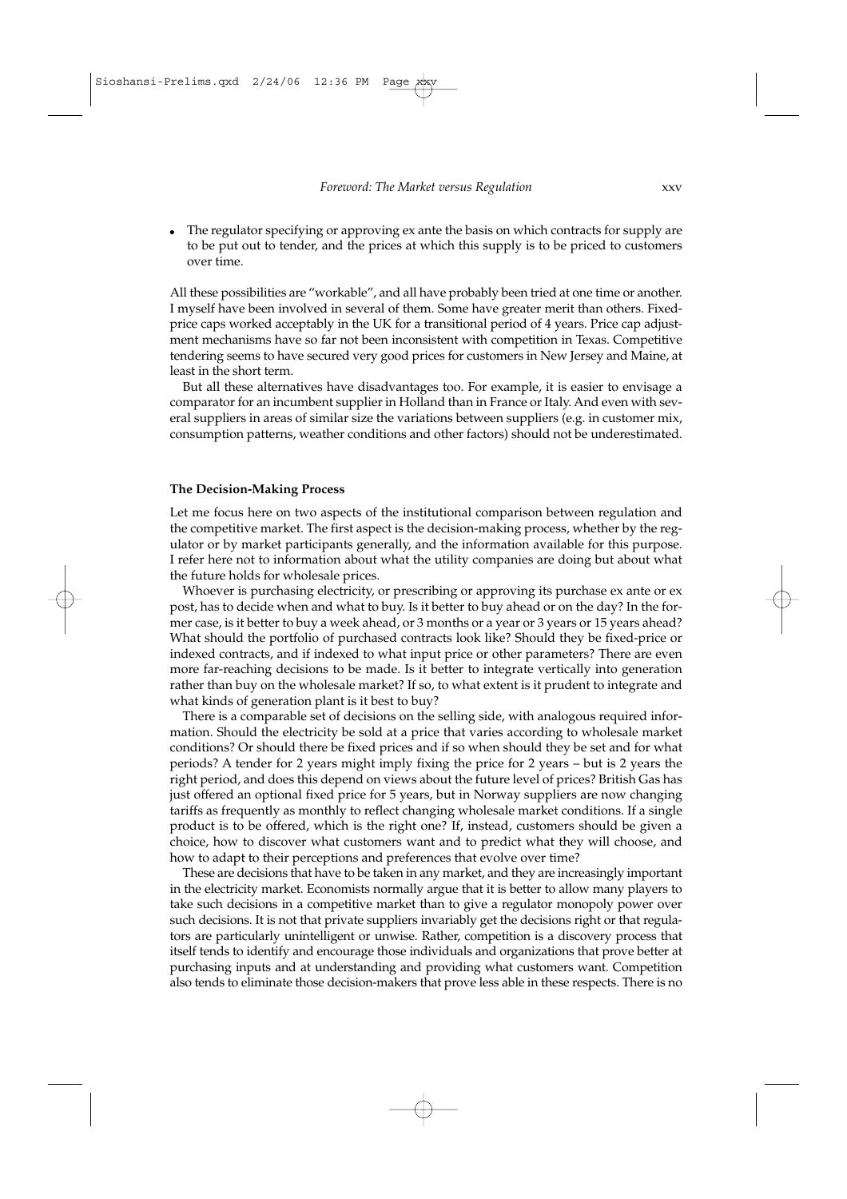- The regulator specifying or approving ex ante the basis on which contracts for supply are to be put out to tender, and the prices at which this supply is to be priced to customers over time.

All these possibilities are "workable", and all have probably been tried at one time or another. I myself have been involved in several of them. Some have greater merit than others. Fixed-price caps worked acceptably in the UK for a transitional period of 4 years. Price cap adjustment mechanisms have so far not been inconsistent with competition in Texas. Competitive tendering seems to have secured very good prices for customers in New Jersey and Maine, at least in the short term.

But all these alternatives have disadvantages too. For example, it is easier to envisage a comparator for an incumbent supplier in Holland than in France or Italy. And even with several suppliers in areas of similar size the variations between suppliers (e.g. in customer mix, consumption patterns, weather conditions and other factors) should not be underestimated.

### The Decision-Making Process

Let me focus here on two aspects of the institutional comparison between regulation and the competitive market. The first aspect is the decision-making process, whether by the regulator or by market participants generally, and the information available for this purpose. I refer here not to information about what the utility companies are doing but about what the future holds for wholesale prices.

Whoever is purchasing electricity, or prescribing or approving its purchase ex ante or ex post, has to decide when and what to buy. Is it better to buy ahead or on the day? In the former case, is it better to buy a week ahead, or 3 months or a year or 3 years or 15 years ahead? What should the portfolio of purchased contracts look like? Should they be fixed-price or indexed contracts, and if indexed to what input price or other parameters? There are even more far-reaching decisions to be made. Is it better to integrate vertically into generation rather than buy on the wholesale market? If so, to what extent is it prudent to integrate and what kinds of generation plant is it best to buy?

There is a comparable set of decisions on the selling side, with analogous required information. Should the electricity be sold at a price that varies according to wholesale market conditions? Or should there be fixed prices and if so when should they be set and for what periods? A tender for 2 years might imply fixing the price for 2 years – but is 2 years the right period, and does this depend on views about the future level of prices? British Gas has just offered an optional fixed price for 5 years, but in Norway suppliers are now changing tariffs as frequently as monthly to reflect changing wholesale market conditions. If a single product is to be offered, which is the right one? If, instead, customers should be given a choice, how to discover what customers want and to predict what they will choose, and how to adapt to their perceptions and preferences that evolve over time?

These are decisions that have to be taken in any market, and they are increasingly important in the electricity market. Economists normally argue that it is better to allow many players to take such decisions in a competitive market than to give a regulator monopoly power over such decisions. It is not that private suppliers invariably get the decisions right or that regulators are particularly unintelligent or unwise. Rather, competition is a discovery process that itself tends to identify and encourage those individuals and organizations that prove better at purchasing inputs and at understanding and providing what customers want. Competition also tends to eliminate those decision-makers that prove less able in these respects. There is no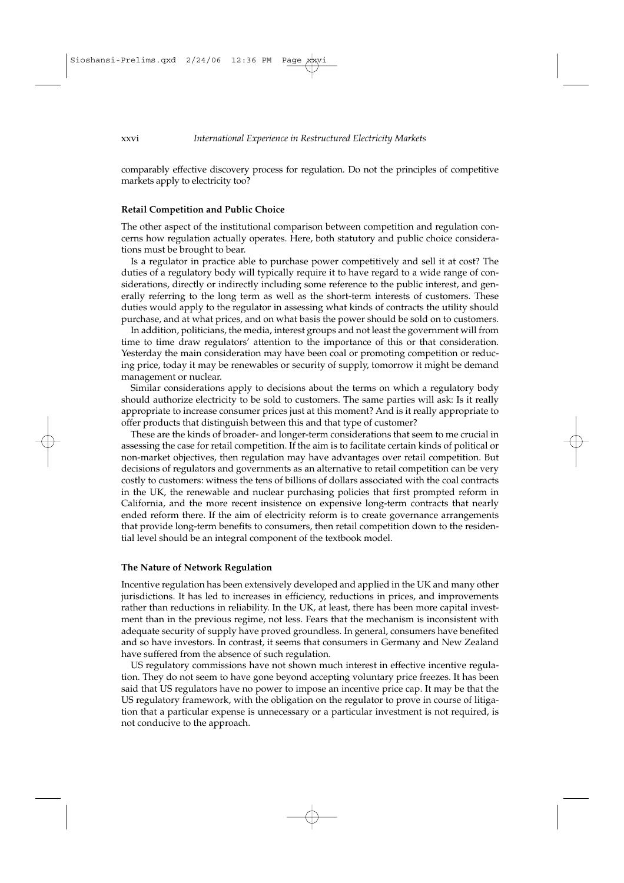comparably effective discovery process for regulation. Do not the principles of competitive markets apply to electricity too?

### Retail Competition and Public Choice

The other aspect of the institutional comparison between competition and regulation concerns how regulation actually operates. Here, both statutory and public choice considerations must be brought to bear.

Is a regulator in practice able to purchase power competitively and sell it at cost? The duties of a regulatory body will typically require it to have regard to a wide range of considerations, directly or indirectly including some reference to the public interest, and generally referring to the long term as well as the short-term interests of customers. These duties would apply to the regulator in assessing what kinds of contracts the utility should purchase, and at what prices, and on what basis the power should be sold on to customers.

In addition, politicians, the media, interest groups and not least the government will from time to time draw regulators' attention to the importance of this or that consideration. Yesterday the main consideration may have been coal or promoting competition or reducing price, today it may be renewables or security of supply, tomorrow it might be demand management or nuclear.

Similar considerations apply to decisions about the terms on which a regulatory body should authorize electricity to be sold to customers. The same parties will ask: Is it really appropriate to increase consumer prices just at this moment? And is it really appropriate to offer products that distinguish between this and that type of customer?

These are the kinds of broader- and longer-term considerations that seem to me crucial in assessing the case for retail competition. If the aim is to facilitate certain kinds of political or non-market objectives, then regulation may have advantages over retail competition. But decisions of regulators and governments as an alternative to retail competition can be very costly to customers: witness the tens of billions of dollars associated with the coal contracts in the UK, the renewable and nuclear purchasing policies that first prompted reform in California, and the more recent insistence on expensive long-term contracts that nearly ended reform there. If the aim of electricity reform is to create governance arrangements that provide long-term benefits to consumers, then retail competition down to the residential level should be an integral component of the textbook model.

### The Nature of Network Regulation

Incentive regulation has been extensively developed and applied in the UK and many other jurisdictions. It has led to increases in efficiency, reductions in prices, and improvements rather than reductions in reliability. In the UK, at least, there has been more capital investment than in the previous regime, not less. Fears that the mechanism is inconsistent with adequate security of supply have proved groundless. In general, consumers have benefited and so have investors. In contrast, it seems that consumers in Germany and New Zealand have suffered from the absence of such regulation.

US regulatory commissions have not shown much interest in effective incentive regulation. They do not seem to have gone beyond accepting voluntary price freezes. It has been said that US regulators have no power to impose an incentive price cap. It may be that the US regulatory framework, with the obligation on the regulator to prove in course of litigation that a particular expense is unnecessary or a particular investment is not required, is not conducive to the approach.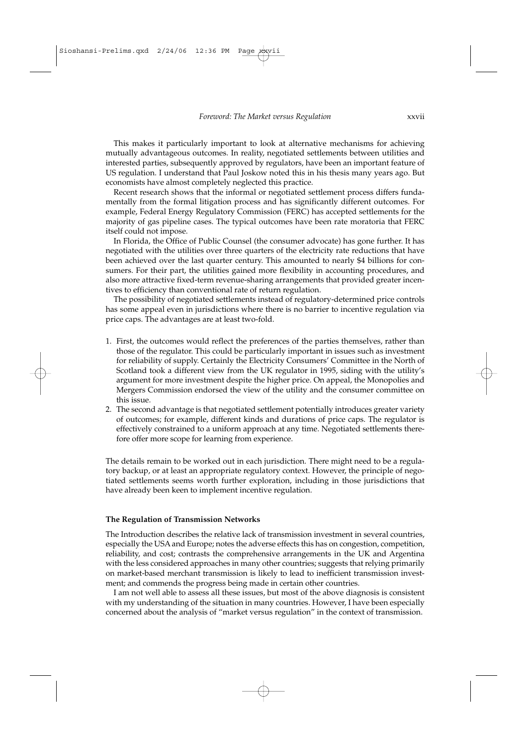This makes it particularly important to look at alternative mechanisms for achieving mutually advantageous outcomes. In reality, negotiated settlements between utilities and interested parties, subsequently approved by regulators, have been an important feature of US regulation. I understand that Paul Joskow noted this in his thesis many years ago. But economists have almost completely neglected this practice.

Recent research shows that the informal or negotiated settlement process differs fundamentally from the formal litigation process and has significantly different outcomes. For example, Federal Energy Regulatory Commission (FERC) has accepted settlements for the majority of gas pipeline cases. The typical outcomes have been rate moratoria that FERC itself could not impose.

In Florida, the Office of Public Counsel (the consumer advocate) has gone further. It has negotiated with the utilities over three quarters of the electricity rate reductions that have been achieved over the last quarter century. This amounted to nearly $4 billions for consumers. For their part, the utilities gained more flexibility in accounting procedures, and also more attractive fixed-term revenue-sharing arrangements that provided greater incentives to efficiency than conventional rate of return regulation.

The possibility of negotiated settlements instead of regulatory-determined price controls has some appeal even in jurisdictions where there is no barrier to incentive regulation via price caps. The advantages are at least two-fold.

1. First, the outcomes would reflect the preferences of the parties themselves, rather than those of the regulator. This could be particularly important in issues such as investment for reliability of supply. Certainly the Electricity Consumers' Committee in the North of Scotland took a different view from the UK regulator in 1995, siding with the utility's argument for more investment despite the higher price. On appeal, the Monopolies and Mergers Commission endorsed the view of the utility and the consumer committee on this issue.
2. The second advantage is that negotiated settlement potentially introduces greater variety of outcomes; for example, different kinds and durations of price caps. The regulator is effectively constrained to a uniform approach at any time. Negotiated settlements therefore offer more scope for learning from experience.

The details remain to be worked out in each jurisdiction. There might need to be a regulatory backup, or at least an appropriate regulatory context. However, the principle of negotiated settlements seems worth further exploration, including in those jurisdictions that have already been keen to implement incentive regulation.

**The Regulation of Transmission Networks**

The Introduction describes the relative lack of transmission investment in several countries, especially the USA and Europe; notes the adverse effects this has on congestion, competition, reliability, and cost; contrasts the comprehensive arrangements in the UK and Argentina with the less considered approaches in many other countries; suggests that relying primarily on market-based merchant transmission is likely to lead to inefficient transmission investment; and commends the progress being made in certain other countries.

I am not well able to assess all these issues, but most of the above diagnosis is consistent with my understanding of the situation in many countries. However, I have been especially concerned about the analysis of "market versus regulation" in the context of transmission.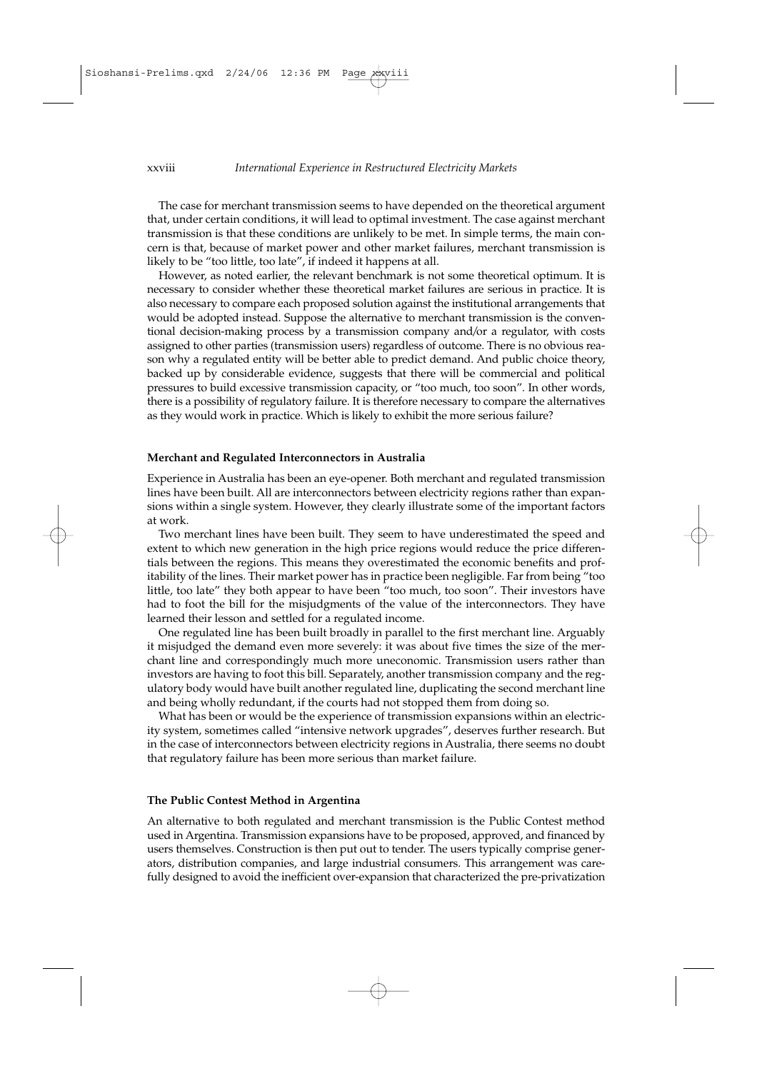The case for merchant transmission seems to have depended on the theoretical argument that, under certain conditions, it will lead to optimal investment. The case against merchant transmission is that these conditions are unlikely to be met. In simple terms, the main concern is that, because of market power and other market failures, merchant transmission is likely to be "too little, too late", if indeed it happens at all.

However, as noted earlier, the relevant benchmark is not some theoretical optimum. It is necessary to consider whether these theoretical market failures are serious in practice. It is also necessary to compare each proposed solution against the institutional arrangements that would be adopted instead. Suppose the alternative to merchant transmission is the conventional decision-making process by a transmission company and/or a regulator, with costs assigned to other parties (transmission users) regardless of outcome. There is no obvious reason why a regulated entity will be better able to predict demand. And public choice theory, backed up by considerable evidence, suggests that there will be commercial and political pressures to build excessive transmission capacity, or "too much, too soon". In other words, there is a possibility of regulatory failure. It is therefore necessary to compare the alternatives as they would work in practice. Which is likely to exhibit the more serious failure?

**Merchant and Regulated Interconnectors in Australia**

Experience in Australia has been an eye-opener. Both merchant and regulated transmission lines have been built. All are interconnectors between electricity regions rather than expansions within a single system. However, they clearly illustrate some of the important factors at work.

Two merchant lines have been built. They seem to have underestimated the speed and extent to which new generation in the high price regions would reduce the price differentials between the regions. This means they overestimated the economic benefits and profitability of the lines. Their market power has in practice been negligible. Far from being "too little, too late" they both appear to have been "too much, too soon". Their investors have had to foot the bill for the misjudgments of the value of the interconnectors. They have learned their lesson and settled for a regulated income.

One regulated line has been built broadly in parallel to the first merchant line. Arguably it misjudged the demand even more severely: it was about five times the size of the merchant line and correspondingly much more uneconomic. Transmission users rather than investors are having to foot this bill. Separately, another transmission company and the regulatory body would have built another regulated line, duplicating the second merchant line and being wholly redundant, if the courts had not stopped them from doing so.

What has been or would be the experience of transmission expansions within an electricity system, sometimes called "intensive network upgrades", deserves further research. But in the case of interconnectors between electricity regions in Australia, there seems no doubt that regulatory failure has been more serious than market failure.

**The Public Contest Method in Argentina**

An alternative to both regulated and merchant transmission is the Public Contest method used in Argentina. Transmission expansions have to be proposed, approved, and financed by users themselves. Construction is then put out to tender. The users typically comprise generators, distribution companies, and large industrial consumers. This arrangement was carefully designed to avoid the inefficient over-expansion that characterized the pre-privatization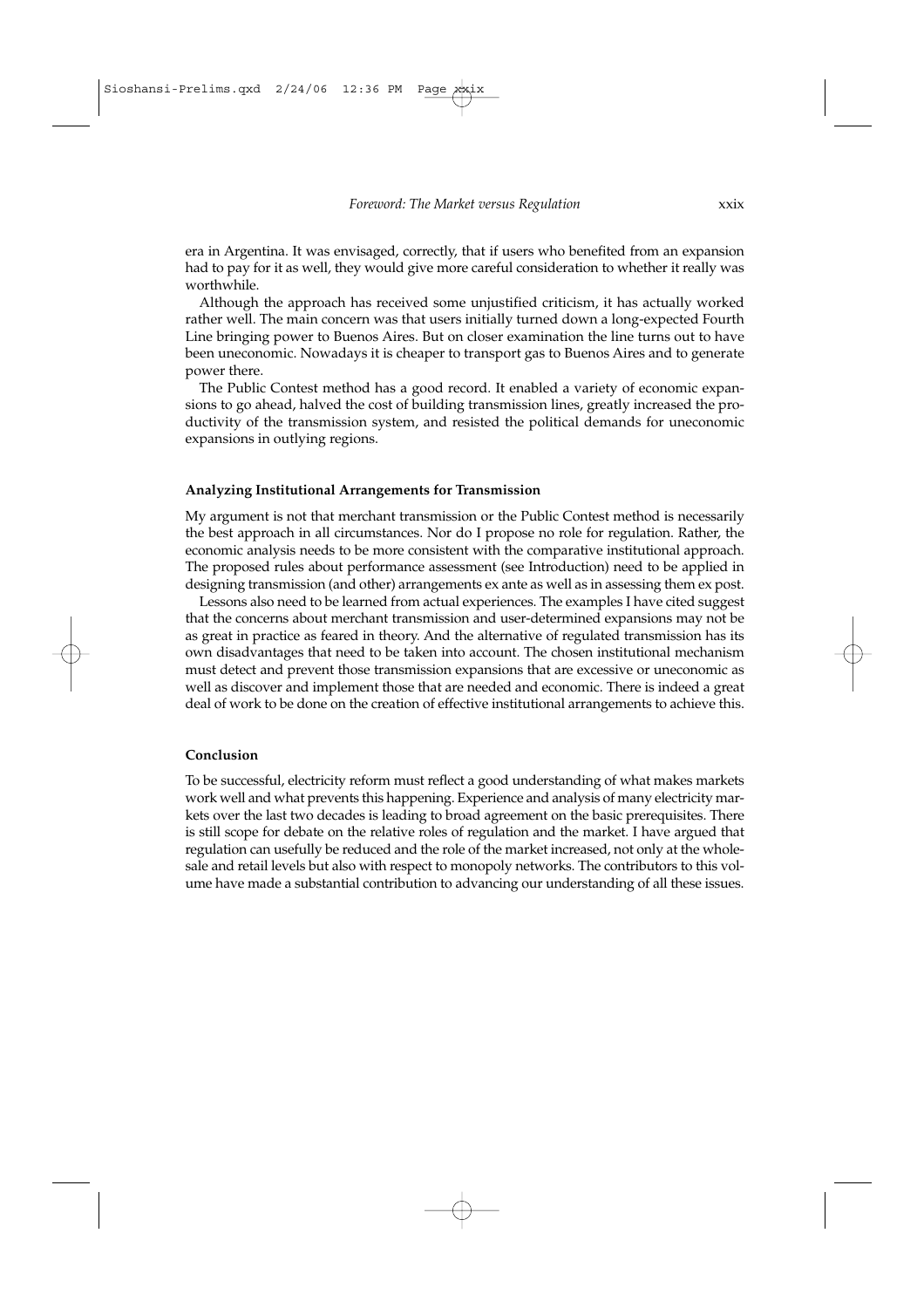era in Argentina. It was envisaged, correctly, that if users who benefited from an expansion had to pay for it as well, they would give more careful consideration to whether it really was worthwhile.

Although the approach has received some unjustified criticism, it has actually worked rather well. The main concern was that users initially turned down a long-expected Fourth Line bringing power to Buenos Aires. But on closer examination the line turns out to have been uneconomic. Nowadays it is cheaper to transport gas to Buenos Aires and to generate power there.

The Public Contest method has a good record. It enabled a variety of economic expansions to go ahead, halved the cost of building transmission lines, greatly increased the productivity of the transmission system, and resisted the political demands for uneconomic expansions in outlying regions.

**Analyzing Institutional Arrangements for Transmission**

My argument is not that merchant transmission or the Public Contest method is necessarily the best approach in all circumstances. Nor do I propose no role for regulation. Rather, the economic analysis needs to be more consistent with the comparative institutional approach. The proposed rules about performance assessment (see Introduction) need to be applied in designing transmission (and other) arrangements ex ante as well as in assessing them ex post.

Lessons also need to be learned from actual experiences. The examples I have cited suggest that the concerns about merchant transmission and user-determined expansions may not be as great in practice as feared in theory. And the alternative of regulated transmission has its own disadvantages that need to be taken into account. The chosen institutional mechanism must detect and prevent those transmission expansions that are excessive or uneconomic as well as discover and implement those that are needed and economic. There is indeed a great deal of work to be done on the creation of effective institutional arrangements to achieve this.

**Conclusion**

To be successful, electricity reform must reflect a good understanding of what makes markets work well and what prevents this happening. Experience and analysis of many electricity markets over the last two decades is leading to broad agreement on the basic prerequisites. There is still scope for debate on the relative roles of regulation and the market. I have argued that regulation can usefully be reduced and the role of the market increased, not only at the wholesale and retail levels but also with respect to monopoly networks. The contributors to this volume have made a substantial contribution to advancing our understanding of all these issues.